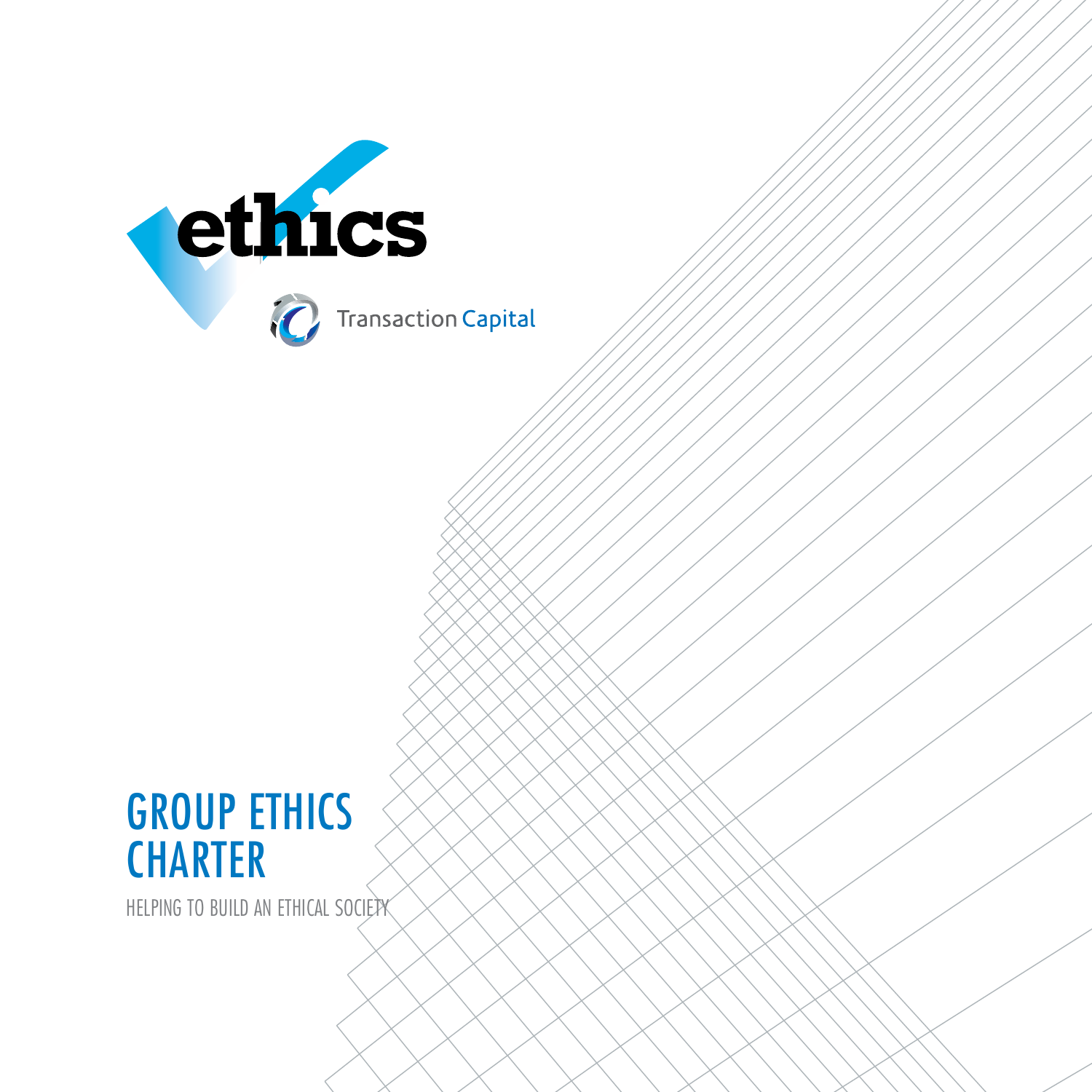ethics

Transaction Capital

# GROUP ETHICS CHARTER

HELPING TO BUILD AN ETHICAL SOCIETY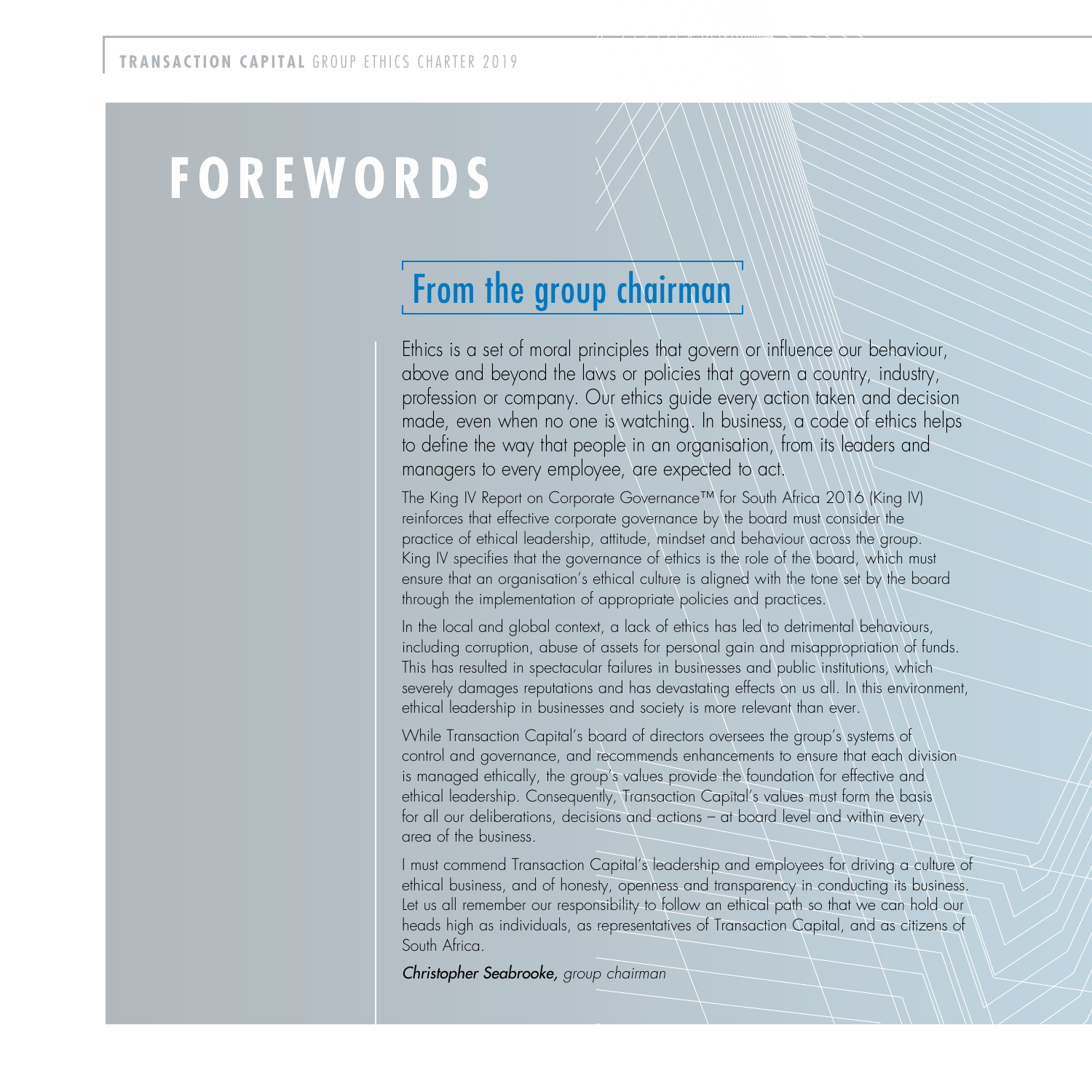# FOREWORDS

## From the group chairman

Ethics is a set of moral principles that govern or influence our behaviour, above and beyond the laws or policies that govern a country, industry, profession or company. Our ethics guide every action taken and decision made, even when no one is watching. In business, a code of ethics helps to define the way that people in an organisation, from its leaders and managers to every employee, are expected to act.

The King IV Report on Corporate Governance™ for South Africa 2016 (King IV) reinforces that effective corporate governance by the board must consider the practice of ethical leadership, attitude, mindset and behaviour across the group. King IV specifies that the governance of ethics is the role of the board, which must ensure that an organisation's ethical culture is aligned with the tone set by the board through the implementation of appropriate policies and practices.

In the local and global context, a lack of ethics has led to detrimental behaviours, including corruption, abuse of assets for personal gain and misappropriation of funds. This has resulted in spectacular failures in businesses and public institutions, which severely damages reputations and has devastating effects on us all. In this environment, ethical leadership in businesses and society is more relevant than ever.

While Transaction Capital's board of directors oversees the group's systems of control and governance, and recommends enhancements to ensure that each division is managed ethically, the group's values provide the foundation for effective and ethical leadership. Consequently, Transaction Capital's values must form the basis for all our deliberations, decisions and actions – at board level and within every area of the business.

I must commend Transaction Capital's leadership and employees for driving a culture of ethical business, and of honesty, openness and transparency in conducting its business. Let us all remember our responsibility to follow an ethical path so that we can hold our heads high as individuals, as representatives of Transaction Capital, and as citizens of South Africa.

***Christopher Seabrooke,*** *group chairman*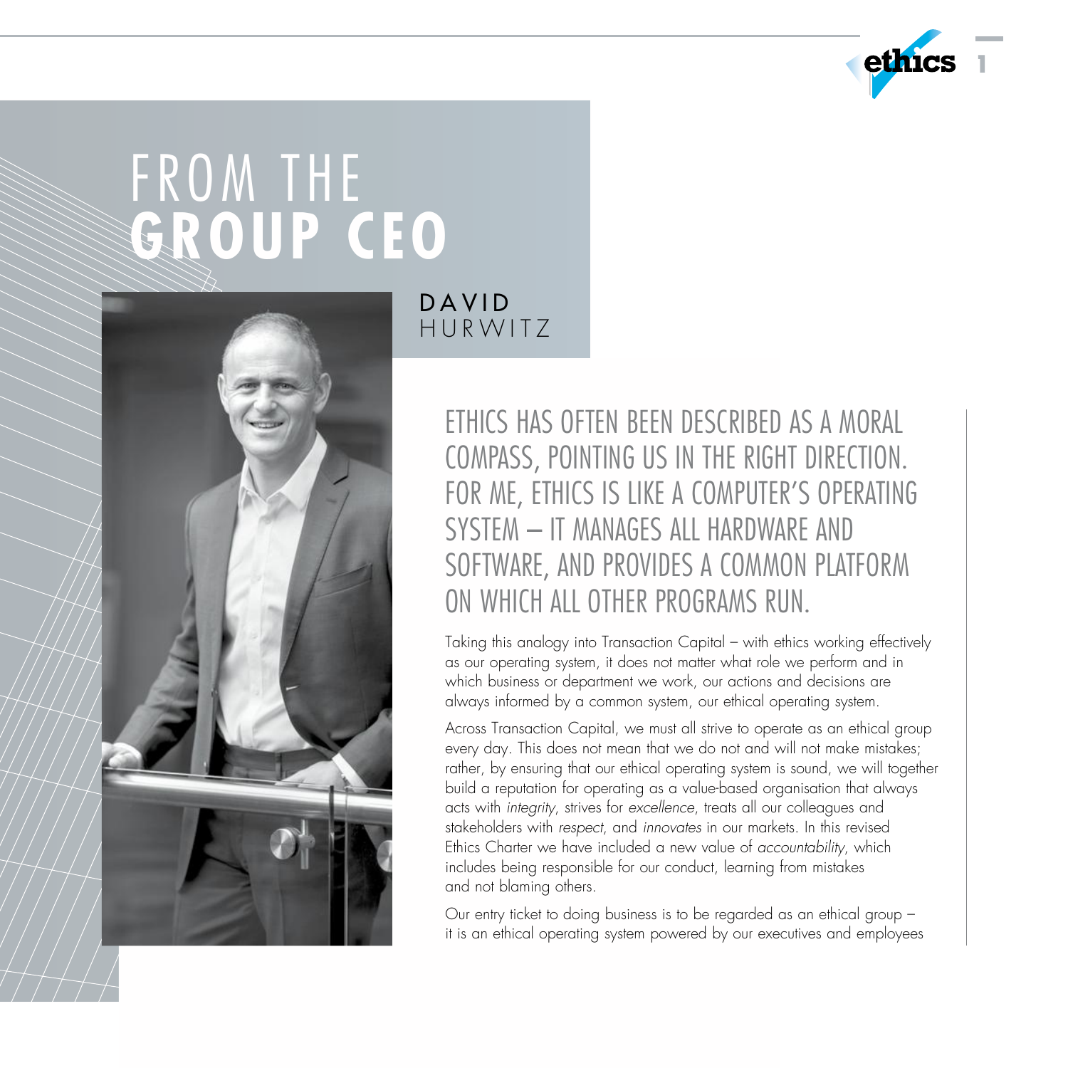# FROM THE **GROUP CEO**

**DAVID** HURWITZ

## ETHICS HAS OFTEN BEEN DESCRIBED AS A MORAL COMPASS, POINTING US IN THE RIGHT DIRECTION. FOR ME, ETHICS IS LIKE A COMPUTER'S OPERATING SYSTEM – IT MANAGES ALL HARDWARE AND SOFTWARE, AND PROVIDES A COMMON PLATFORM ON WHICH ALL OTHER PROGRAMS RUN.

Taking this analogy into Transaction Capital – with ethics working effectively as our operating system, it does not matter what role we perform and in which business or department we work, our actions and decisions are always informed by a common system, our ethical operating system.

Across Transaction Capital, we must all strive to operate as an ethical group every day. This does not mean that we do not and will not make mistakes; rather, by ensuring that our ethical operating system is sound, we will together build a reputation for operating as a value-based organisation that always acts with *integrity*, strives for *excellence*, treats all our colleagues and stakeholders with *respect*, and *innovates* in our markets. In this revised Ethics Charter we have included a new value of *accountability*, which includes being responsible for our conduct, learning from mistakes and not blaming others.

Our entry ticket to doing business is to be regarded as an ethical group – it is an ethical operating system powered by our executives and employees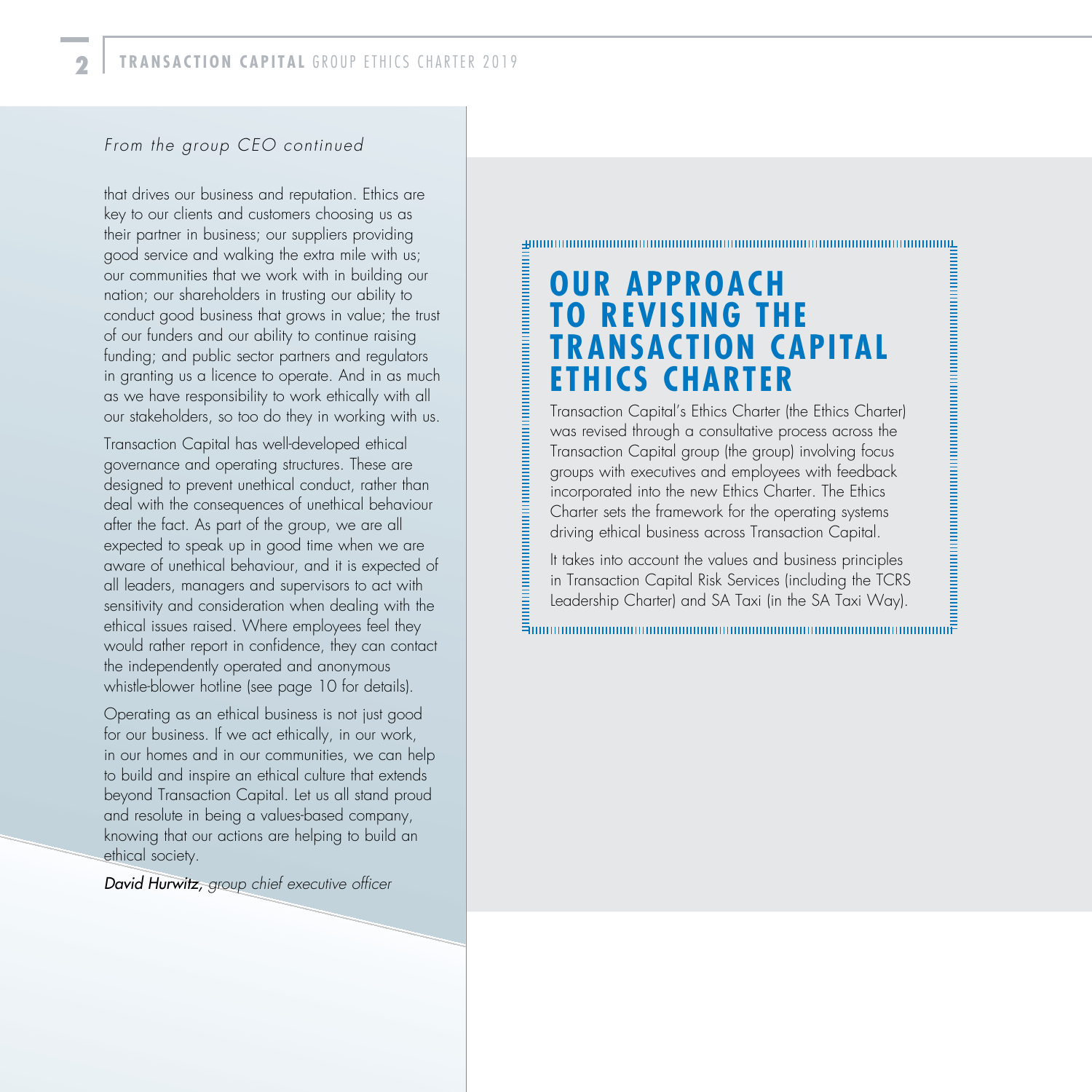*From the group CEO continued*

that drives our business and reputation. Ethics are key to our clients and customers choosing us as their partner in business; our suppliers providing good service and walking the extra mile with us; our communities that we work with in building our nation; our shareholders in trusting our ability to conduct good business that grows in value; the trust of our funders and our ability to continue raising funding; and public sector partners and regulators in granting us a licence to operate. And in as much as we have responsibility to work ethically with all our stakeholders, so too do they in working with us.

Transaction Capital has well-developed ethical governance and operating structures. These are designed to prevent unethical conduct, rather than deal with the consequences of unethical behaviour after the fact. As part of the group, we are all expected to speak up in good time when we are aware of unethical behaviour, and it is expected of all leaders, managers and supervisors to act with sensitivity and consideration when dealing with the ethical issues raised. Where employees feel they would rather report in confidence, they can contact the independently operated and anonymous whistle-blower hotline (see page 10 for details).

Operating as an ethical business is not just good for our business. If we act ethically, in our work, in our homes and in our communities, we can help to build and inspire an ethical culture that extends beyond Transaction Capital. Let us all stand proud and resolute in being a values-based company, knowing that our actions are helping to build an ethical society.

*David Hurwitz, group chief executive officer*

# OUR APPROACH TO REVISING THE TRANSACTION CAPITAL ETHICS CHARTER

Transaction Capital's Ethics Charter (the Ethics Charter) was revised through a consultative process across the Transaction Capital group (the group) involving focus groups with executives and employees with feedback incorporated into the new Ethics Charter. The Ethics Charter sets the framework for the operating systems driving ethical business across Transaction Capital.

It takes into account the values and business principles in Transaction Capital Risk Services (including the TCRS Leadership Charter) and SA Taxi (in the SA Taxi Way).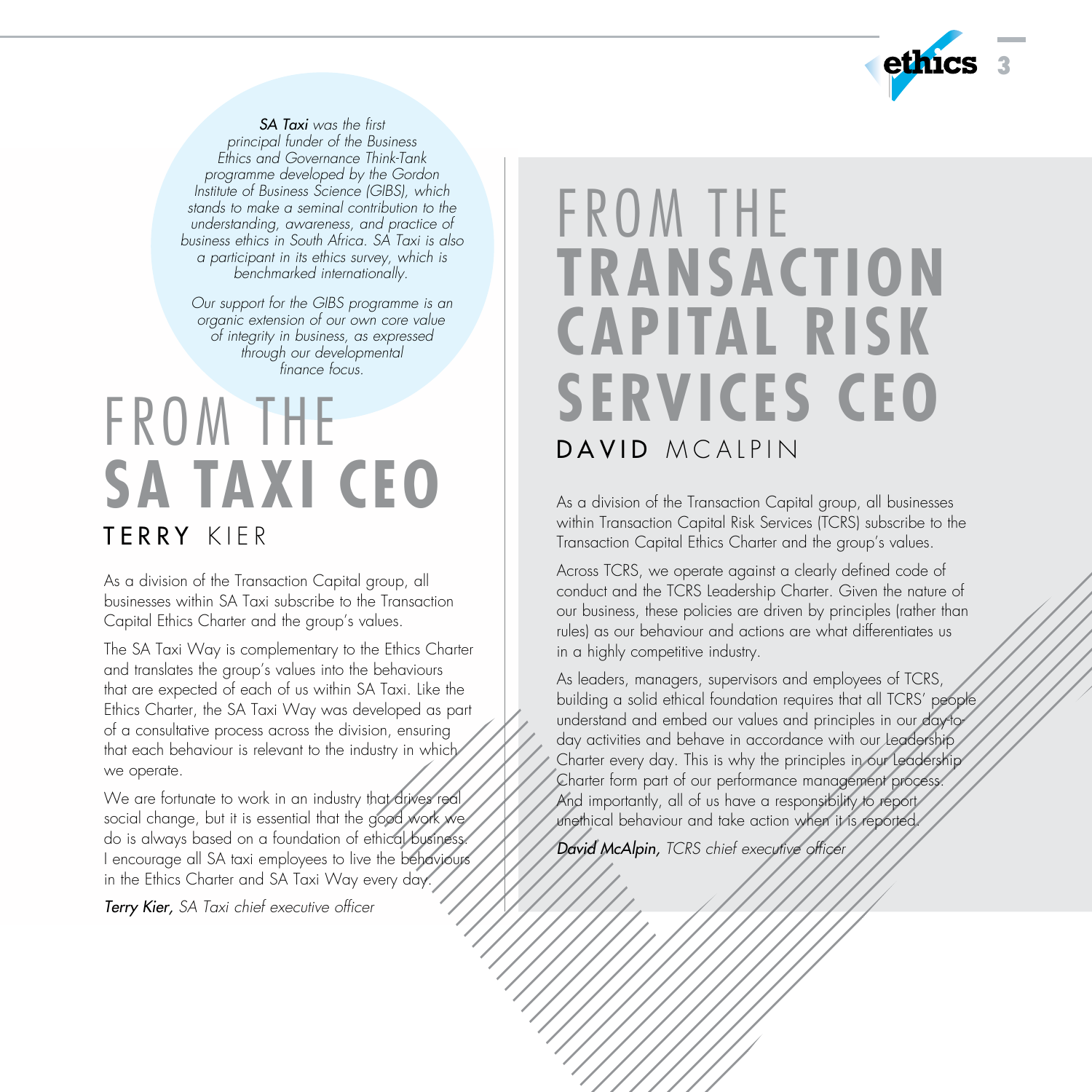*SA Taxi was the first principal funder of the Business Ethics and Governance Think-Tank programme developed by the Gordon Institute of Business Science (GIBS), which stands to make a seminal contribution to the understanding, awareness, and practice of business ethics in South Africa. SA Taxi is also a participant in its ethics survey, which is benchmarked internationally.*

*Our support for the GIBS programme is an organic extension of our own core value of integrity in business, as expressed through our developmental finance focus.*

# FROM THE **SA TAXI CEO**

## TERRY KIER

As a division of the Transaction Capital group, all businesses within SA Taxi subscribe to the Transaction Capital Ethics Charter and the group's values.

The SA Taxi Way is complementary to the Ethics Charter and translates the group's values into the behaviours that are expected of each of us within SA Taxi. Like the Ethics Charter, the SA Taxi Way was developed as part of a consultative process across the division, ensuring that each behaviour is relevant to the industry in which we operate.

We are fortunate to work in an industry that drives real social change, but it is essential that the good work we do is always based on a foundation of ethical business. I encourage all SA taxi employees to live the behaviours in the Ethics Charter and SA Taxi Way every day.

***Terry Kier,*** *SA Taxi chief executive officer*

# FROM THE **TRANSACTION CAPITAL RISK SERVICES CEO**

## DAVID MCALPIN

As a division of the Transaction Capital group, all businesses within Transaction Capital Risk Services (TCRS) subscribe to the Transaction Capital Ethics Charter and the group's values.

Across TCRS, we operate against a clearly defined code of conduct and the TCRS Leadership Charter. Given the nature of our business, these policies are driven by principles (rather than rules) as our behaviour and actions are what differentiates us in a highly competitive industry.

As leaders, managers, supervisors and employees of TCRS, building a solid ethical foundation requires that all TCRS' people understand and embed our values and principles in our day-to-day activities and behave in accordance with our Leadership Charter every day. This is why the principles in our Leadership Charter form part of our performance management process. And importantly, all of us have a responsibility to report unethical behaviour and take action when it is reported.

***David McAlpin,*** *TCRS chief executive officer*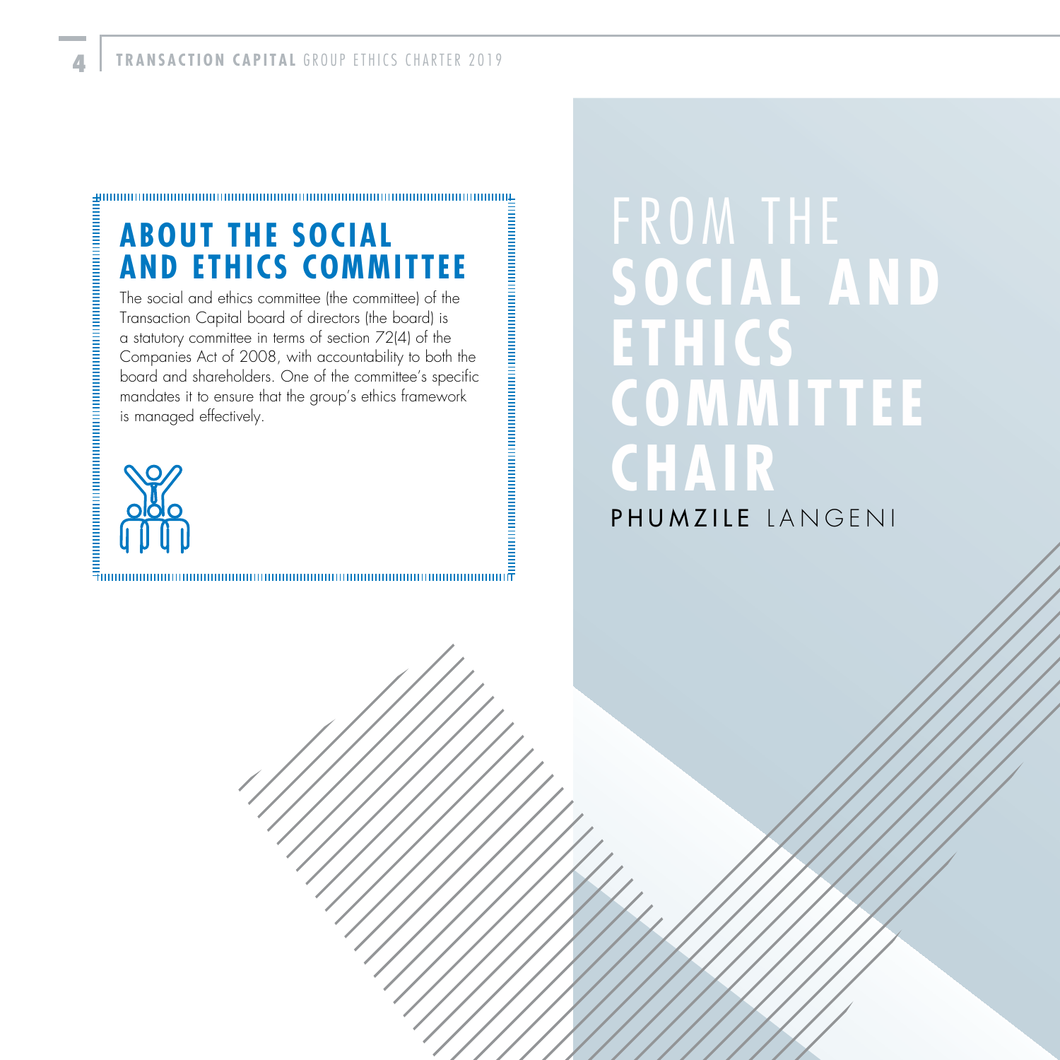## ABOUT THE SOCIAL AND ETHICS COMMITTEE

The social and ethics committee (the committee) of the Transaction Capital board of directors (the board) is a statutory committee in terms of section 72(4) of the Companies Act of 2008, with accountability to both the board and shareholders. One of the committee's specific mandates it to ensure that the group's ethics framework is managed effectively.

# FROM THE SOCIAL AND ETHICS COMMITTEE CHAIR

PHUMZILE LANGENI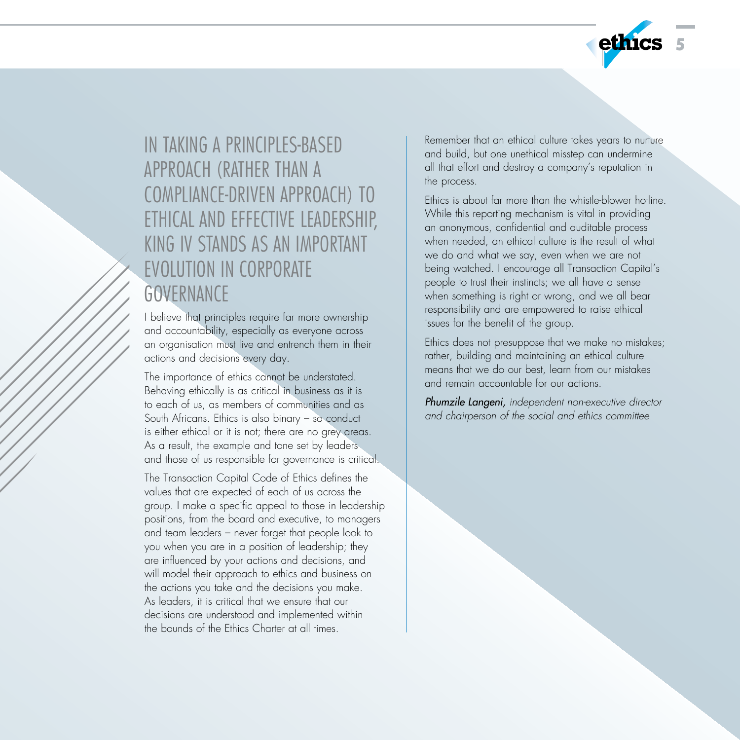## IN TAKING A PRINCIPLES-BASED APPROACH (RATHER THAN A COMPLIANCE-DRIVEN APPROACH) TO ETHICAL AND EFFECTIVE LEADERSHIP, KING IV STANDS AS AN IMPORTANT EVOLUTION IN CORPORATE GOVERNANCE

I believe that principles require far more ownership and accountability, especially as everyone across an organisation must live and entrench them in their actions and decisions every day.

The importance of ethics cannot be understated. Behaving ethically is as critical in business as it is to each of us, as members of communities and as South Africans. Ethics is also binary – so conduct is either ethical or it is not; there are no grey areas. As a result, the example and tone set by leaders and those of us responsible for governance is critical.

The Transaction Capital Code of Ethics defines the values that are expected of each of us across the group. I make a specific appeal to those in leadership positions, from the board and executive, to managers and team leaders – never forget that people look to you when you are in a position of leadership; they are influenced by your actions and decisions, and will model their approach to ethics and business on the actions you take and the decisions you make. As leaders, it is critical that we ensure that our decisions are understood and implemented within the bounds of the Ethics Charter at all times.

Remember that an ethical culture takes years to nurture and build, but one unethical misstep can undermine all that effort and destroy a company's reputation in the process.

Ethics is about far more than the whistle-blower hotline. While this reporting mechanism is vital in providing an anonymous, confidential and auditable process when needed, an ethical culture is the result of what we do and what we say, even when we are not being watched. I encourage all Transaction Capital's people to trust their instincts; we all have a sense when something is right or wrong, and we all bear responsibility and are empowered to raise ethical issues for the benefit of the group.

Ethics does not presuppose that we make no mistakes; rather, building and maintaining an ethical culture means that we do our best, learn from our mistakes and remain accountable for our actions.

*Phumzile Langeni, independent non-executive director and chairperson of the social and ethics committee*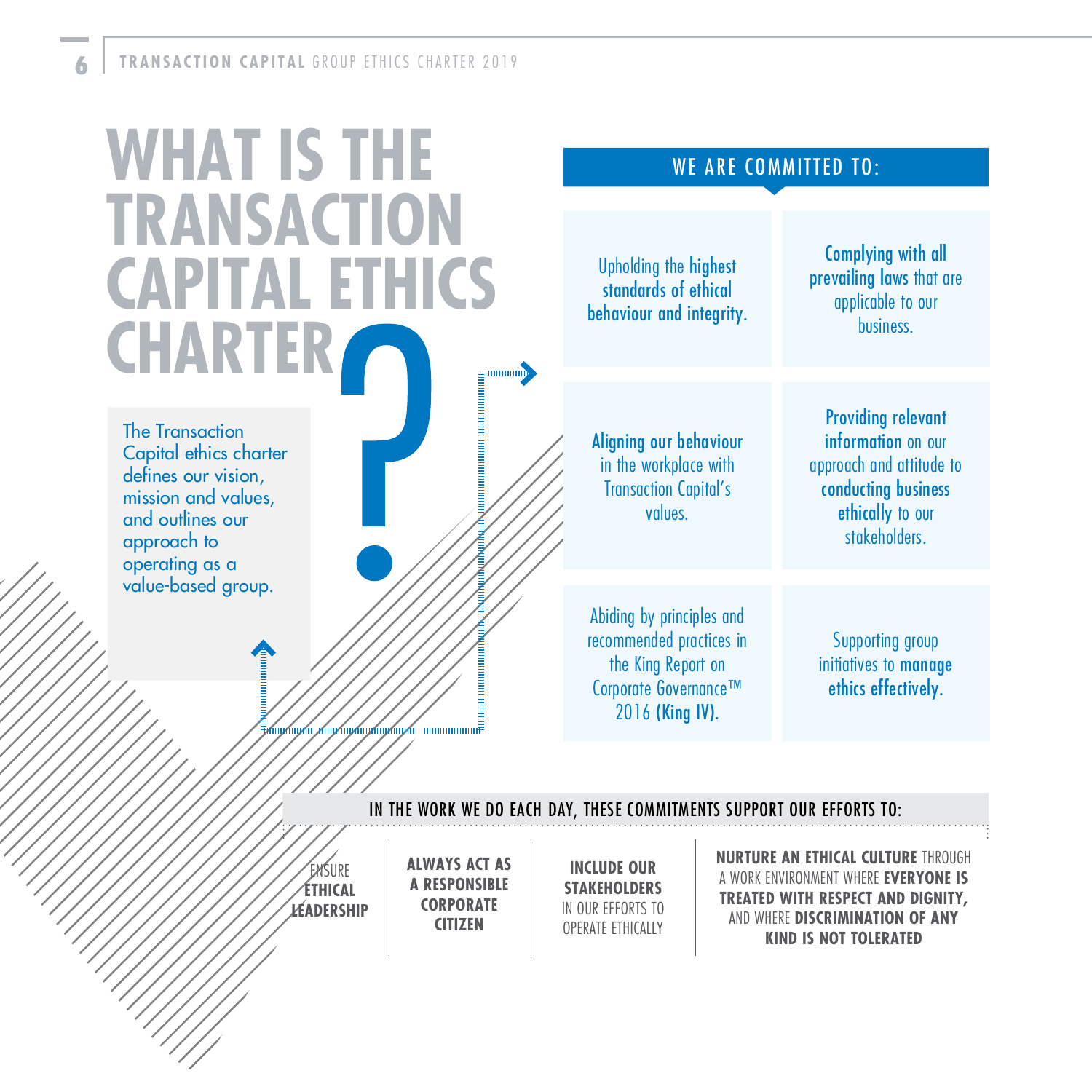# WHAT IS THE TRANSACTION CAPITAL ETHICS CHARTER?

The Transaction Capital ethics charter defines our vision, mission and values, and outlines our approach to operating as a value-based group.

## WE ARE COMMITTED TO:

- Upholding the **highest standards of ethical behaviour and integrity.**
- **Complying with all prevailing laws** that are applicable to our business.
- **Aligning our behaviour** in the workplace with Transaction Capital's values.
- **Providing relevant information** on our approach and attitude to **conducting business ethically** to our stakeholders.
- Abiding by principles and recommended practices in the King Report on Corporate Governance™ 2016 **(King IV).**
- Supporting group initiatives to **manage ethics effectively.**

## IN THE WORK WE DO EACH DAY, THESE COMMITMENTS SUPPORT OUR EFFORTS TO:

- ENSURE **ETHICAL LEADERSHIP**
- **ALWAYS ACT AS A RESPONSIBLE CORPORATE CITIZEN**
- **INCLUDE OUR STAKEHOLDERS** IN OUR EFFORTS TO OPERATE ETHICALLY
- **NURTURE AN ETHICAL CULTURE** THROUGH A WORK ENVIRONMENT WHERE **EVERYONE IS TREATED WITH RESPECT AND DIGNITY,** AND WHERE **DISCRIMINATION OF ANY KIND IS NOT TOLERATED**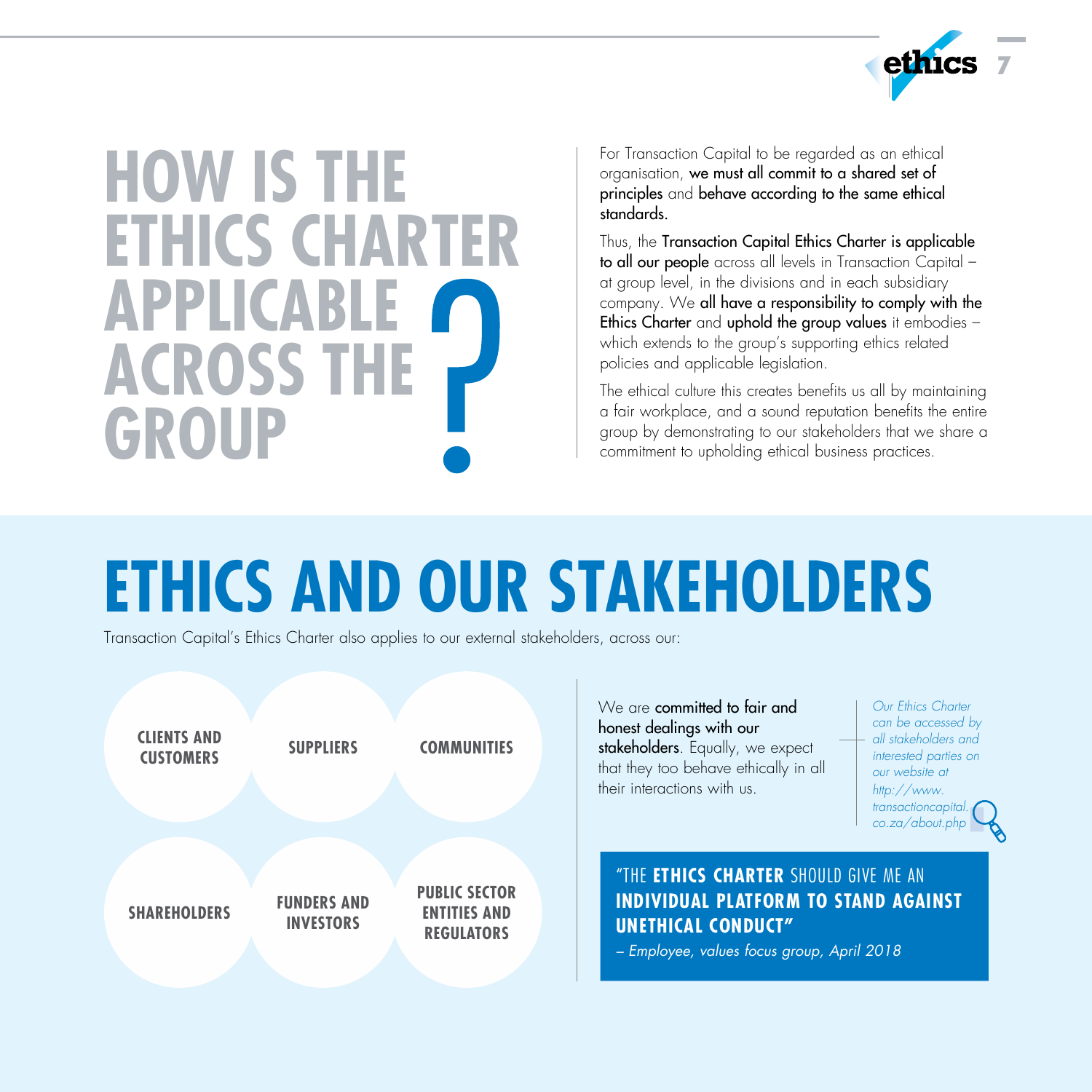# HOW IS THE ETHICS CHARTER APPLICABLE ACROSS THE GROUP?

For Transaction Capital to be regarded as an ethical organisation, **we must all commit to a shared set of principles** and **behave according to the same ethical standards.**

Thus, the **Transaction Capital Ethics Charter is applicable to all our people** across all levels in Transaction Capital – at group level, in the divisions and in each subsidiary company. We **all have a responsibility to comply with the Ethics Charter** and **uphold the group values** it embodies – which extends to the group's supporting ethics related policies and applicable legislation.

The ethical culture this creates benefits us all by maintaining a fair workplace, and a sound reputation benefits the entire group by demonstrating to our stakeholders that we share a commitment to upholding ethical business practices.

# ETHICS AND OUR STAKEHOLDERS

Transaction Capital's Ethics Charter also applies to our external stakeholders, across our:

- **CLIENTS AND CUSTOMERS**
- **SUPPLIERS**
- **COMMUNITIES**
- **SHAREHOLDERS**
- **FUNDERS AND INVESTORS**
- **PUBLIC SECTOR ENTITIES AND REGULATORS**

We are **committed to fair and honest dealings with our stakeholders**. Equally, we expect that they too behave ethically in all their interactions with us.

*Our Ethics Charter can be accessed by all stakeholders and interested parties on our website at http://www.transactioncapital.co.za/about.php*

"THE **ETHICS CHARTER** SHOULD GIVE ME AN **INDIVIDUAL PLATFORM TO STAND AGAINST UNETHICAL CONDUCT"**

*– Employee, values focus group, April 2018*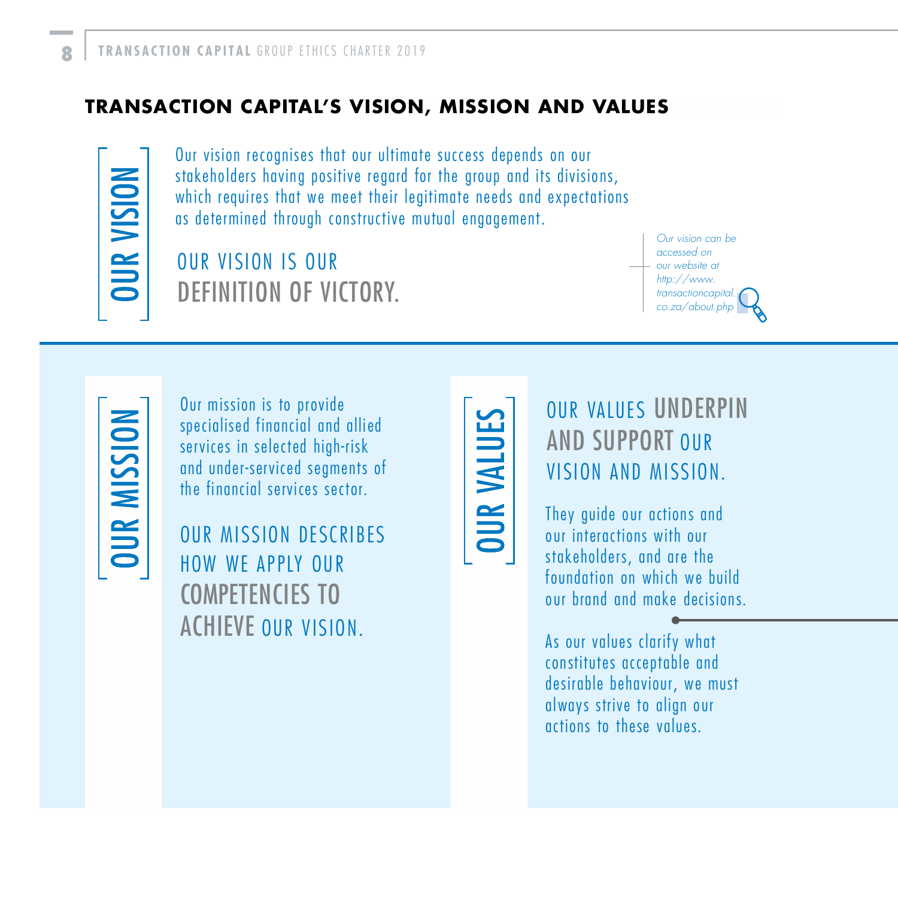## TRANSACTION CAPITAL'S VISION, MISSION AND VALUES

### OUR VISION

Our vision recognises that our ultimate success depends on our stakeholders having positive regard for the group and its divisions, which requires that we meet their legitimate needs and expectations as determined through constructive mutual engagement.

OUR VISION IS OUR DEFINITION OF VICTORY.

*Our vision can be accessed on our website at http://www.transactioncapital.co.za/about.php*

### OUR MISSION

Our mission is to provide specialised financial and allied services in selected high-risk and under-serviced segments of the financial services sector.

OUR MISSION DESCRIBES HOW WE APPLY OUR COMPETENCIES TO ACHIEVE OUR VISION.

### OUR VALUES

OUR VALUES UNDERPIN AND SUPPORT OUR VISION AND MISSION.

They guide our actions and our interactions with our stakeholders, and are the foundation on which we build our brand and make decisions.

As our values clarify what constitutes acceptable and desirable behaviour, we must always strive to align our actions to these values.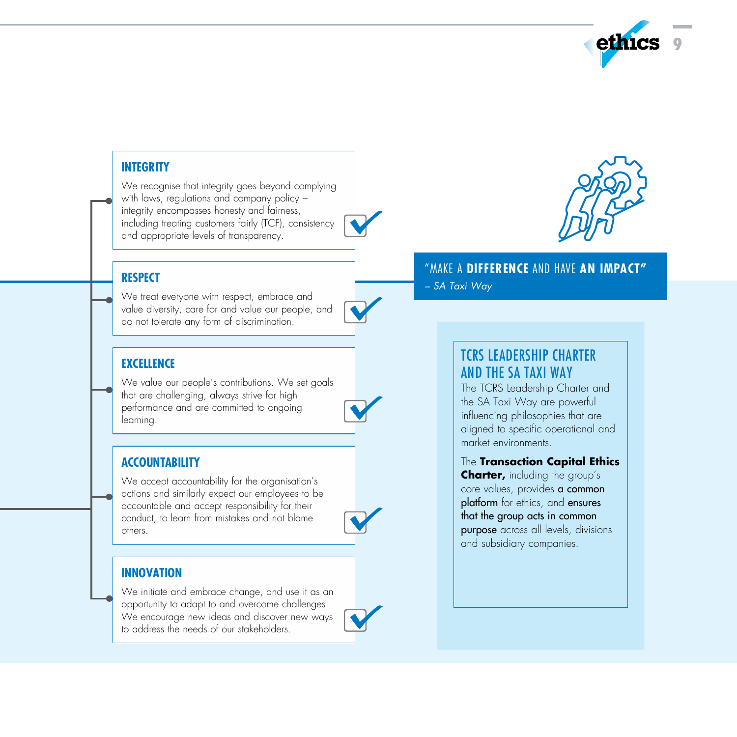### INTEGRITY

We recognise that integrity goes beyond complying with laws, regulations and company policy – integrity encompasses honesty and fairness, including treating customers fairly (TCF), consistency and appropriate levels of transparency.

### RESPECT

We treat everyone with respect, embrace and value diversity, care for and value our people, and do not tolerate any form of discrimination.

### EXCELLENCE

We value our people's contributions. We set goals that are challenging, always strive for high performance and are committed to ongoing learning.

### ACCOUNTABILITY

We accept accountability for the organisation's actions and similarly expect our employees to be accountable and accept responsibility for their conduct, to learn from mistakes and not blame others.

### INNOVATION

We initiate and embrace change, and use it as an opportunity to adapt to and overcome challenges. We encourage new ideas and discover new ways to address the needs of our stakeholders.

"MAKE A **DIFFERENCE** AND HAVE **AN IMPACT**"
*– SA Taxi Way*

## TCRS LEADERSHIP CHARTER AND THE SA TAXI WAY

The TCRS Leadership Charter and the SA Taxi Way are powerful influencing philosophies that are aligned to specific operational and market environments.

The **Transaction Capital Ethics Charter,** including the group's core values, provides a common platform for ethics, and ensures that the group acts in common purpose across all levels, divisions and subsidiary companies.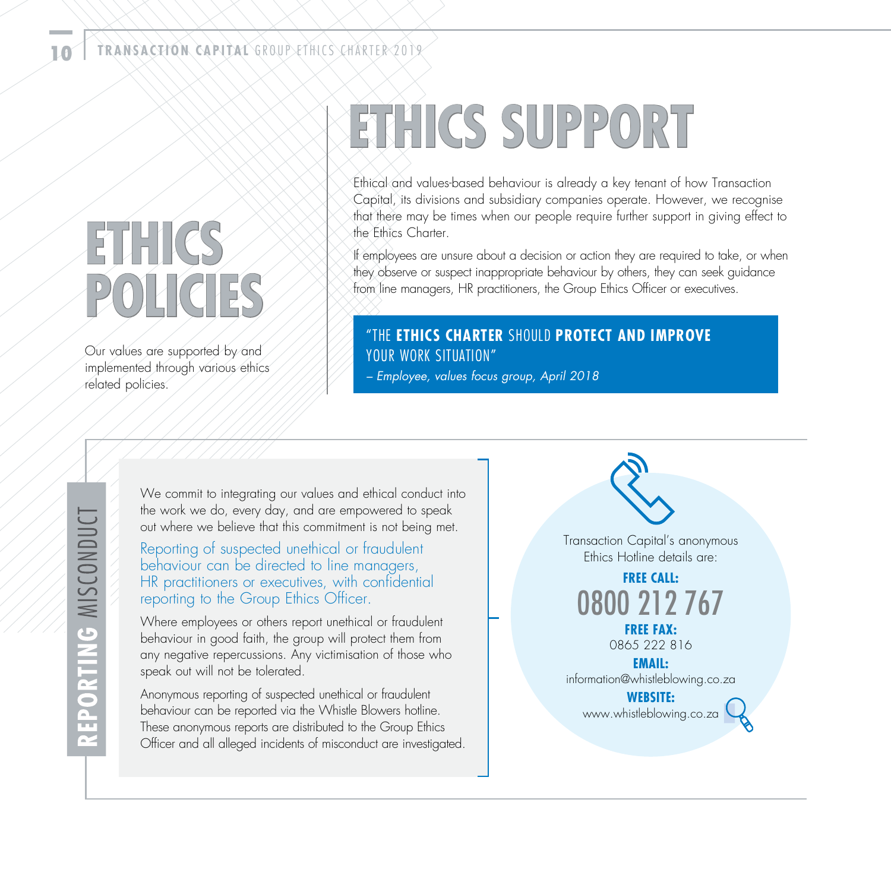# ETHICS POLICIES

Our values are supported by and implemented through various ethics related policies.

# ETHICS SUPPORT

Ethical and values-based behaviour is already a key tenant of how Transaction Capital, its divisions and subsidiary companies operate. However, we recognise that there may be times when our people require further support in giving effect to the Ethics Charter.

If employees are unsure about a decision or action they are required to take, or when they observe or suspect inappropriate behaviour by others, they can seek guidance from line managers, HR practitioners, the Group Ethics Officer or executives.

> "THE **ETHICS CHARTER** SHOULD **PROTECT AND IMPROVE** YOUR WORK SITUATION"
>
> *– Employee, values focus group, April 2018*

## REPORTING MISCONDUCT

We commit to integrating our values and ethical conduct into the work we do, every day, and are empowered to speak out where we believe that this commitment is not being met.

Reporting of suspected unethical or fraudulent behaviour can be directed to line managers, HR practitioners or executives, with confidential reporting to the Group Ethics Officer.

Where employees or others report unethical or fraudulent behaviour in good faith, the group will protect them from any negative repercussions. Any victimisation of those who speak out will not be tolerated.

Anonymous reporting of suspected unethical or fraudulent behaviour can be reported via the Whistle Blowers hotline. These anonymous reports are distributed to the Group Ethics Officer and all alleged incidents of misconduct are investigated.

Transaction Capital's anonymous Ethics Hotline details are:

**FREE CALL:**
0800 212 767

**FREE FAX:**
0865 222 816

**EMAIL:**
information@whistleblowing.co.za

**WEBSITE:**
www.whistleblowing.co.za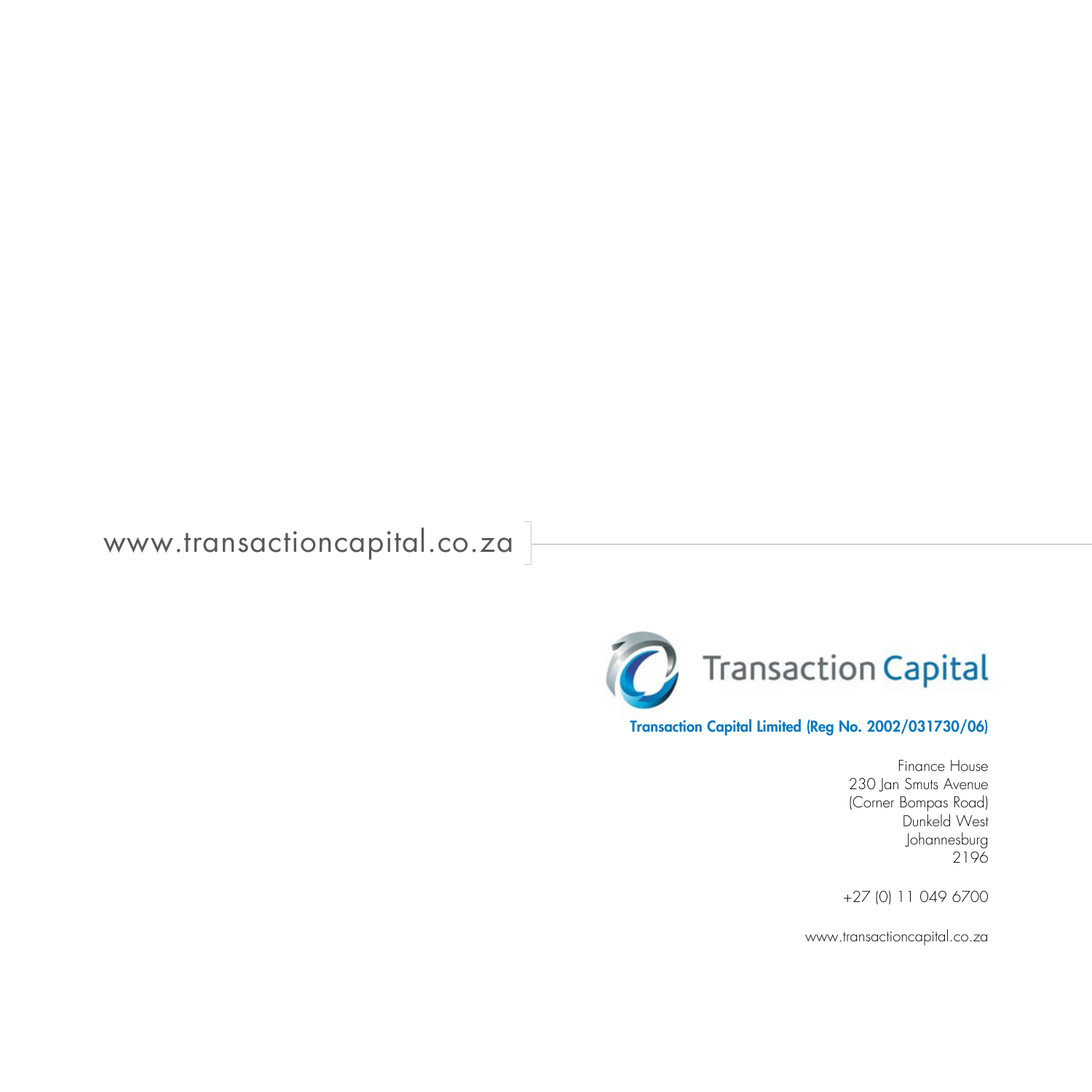www.transactioncapital.co.za

Transaction Capital

**Transaction Capital Limited (Reg No. 2002/031730/06)**

Finance House
230 Jan Smuts Avenue
(Corner Bompas Road)
Dunkeld West
Johannesburg
2196

+27 (0) 11 049 6700

www.transactioncapital.co.za